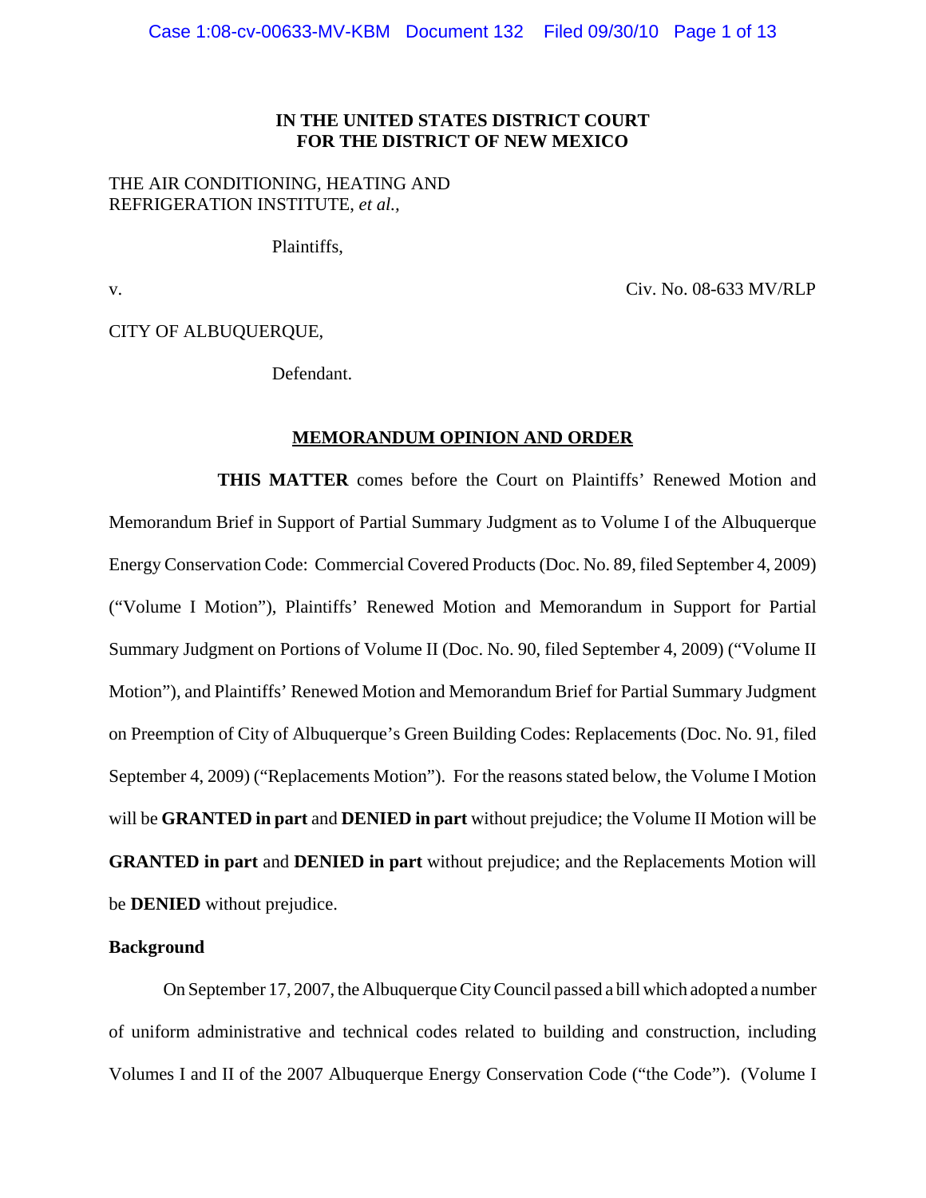**IN THE UNITED STATES DISTRICT COURT**
**FOR THE DISTRICT OF NEW MEXICO**

THE AIR CONDITIONING, HEATING AND REFRIGERATION INSTITUTE, *et al.*,

Plaintiffs,

v. Civ. No. 08-633 MV/RLP

CITY OF ALBUQUERQUE,

Defendant.

**MEMORANDUM OPINION AND ORDER**

**THIS MATTER** comes before the Court on Plaintiffs' Renewed Motion and Memorandum Brief in Support of Partial Summary Judgment as to Volume I of the Albuquerque Energy Conservation Code: Commercial Covered Products (Doc. No. 89, filed September 4, 2009) ("Volume I Motion"), Plaintiffs' Renewed Motion and Memorandum in Support for Partial Summary Judgment on Portions of Volume II (Doc. No. 90, filed September 4, 2009) ("Volume II Motion"), and Plaintiffs' Renewed Motion and Memorandum Brief for Partial Summary Judgment on Preemption of City of Albuquerque's Green Building Codes: Replacements (Doc. No. 91, filed September 4, 2009) ("Replacements Motion"). For the reasons stated below, the Volume I Motion will be **GRANTED in part** and **DENIED in part** without prejudice; the Volume II Motion will be **GRANTED in part** and **DENIED in part** without prejudice; and the Replacements Motion will be **DENIED** without prejudice.

**Background**

On September 17, 2007, the Albuquerque City Council passed a bill which adopted a number of uniform administrative and technical codes related to building and construction, including Volumes I and II of the 2007 Albuquerque Energy Conservation Code ("the Code"). (Volume I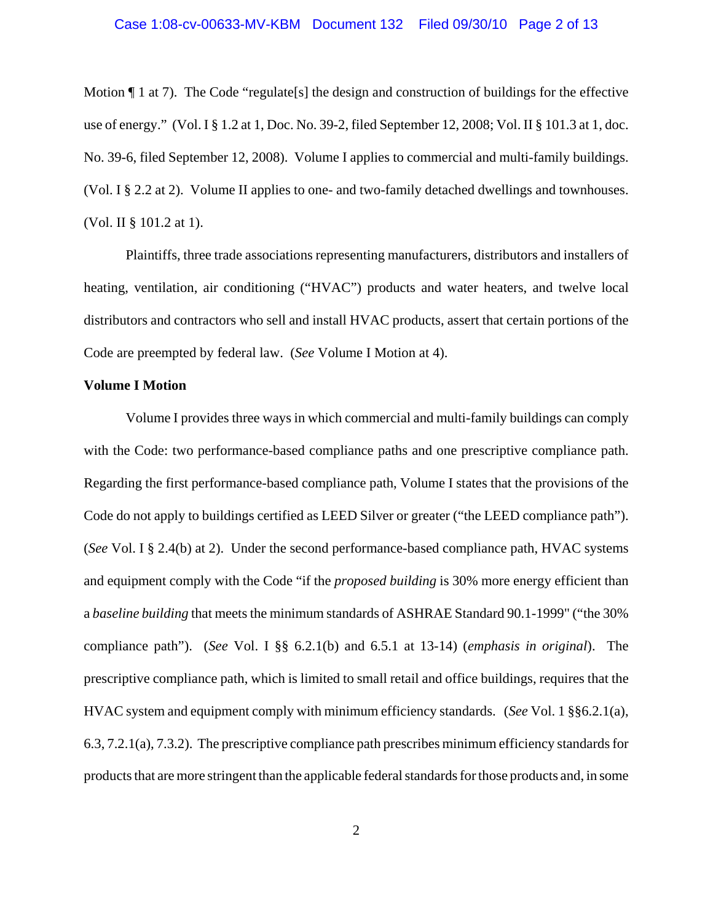Motion ¶ 1 at 7). The Code "regulate[s] the design and construction of buildings for the effective use of energy." (Vol. I § 1.2 at 1, Doc. No. 39-2, filed September 12, 2008; Vol. II § 101.3 at 1, doc. No. 39-6, filed September 12, 2008). Volume I applies to commercial and multi-family buildings. (Vol. I § 2.2 at 2). Volume II applies to one- and two-family detached dwellings and townhouses. (Vol. II § 101.2 at 1).

Plaintiffs, three trade associations representing manufacturers, distributors and installers of heating, ventilation, air conditioning ("HVAC") products and water heaters, and twelve local distributors and contractors who sell and install HVAC products, assert that certain portions of the Code are preempted by federal law. (*See* Volume I Motion at 4).

**Volume I Motion**

Volume I provides three ways in which commercial and multi-family buildings can comply with the Code: two performance-based compliance paths and one prescriptive compliance path. Regarding the first performance-based compliance path, Volume I states that the provisions of the Code do not apply to buildings certified as LEED Silver or greater ("the LEED compliance path"). (*See* Vol. I § 2.4(b) at 2). Under the second performance-based compliance path, HVAC systems and equipment comply with the Code "if the *proposed building* is 30% more energy efficient than a *baseline building* that meets the minimum standards of ASHRAE Standard 90.1-1999" ("the 30% compliance path"). (*See* Vol. I §§ 6.2.1(b) and 6.5.1 at 13-14) (*emphasis in original*). The prescriptive compliance path, which is limited to small retail and office buildings, requires that the HVAC system and equipment comply with minimum efficiency standards. (*See* Vol. 1 §§6.2.1(a), 6.3, 7.2.1(a), 7.3.2). The prescriptive compliance path prescribes minimum efficiency standards for products that are more stringent than the applicable federal standards for those products and, in some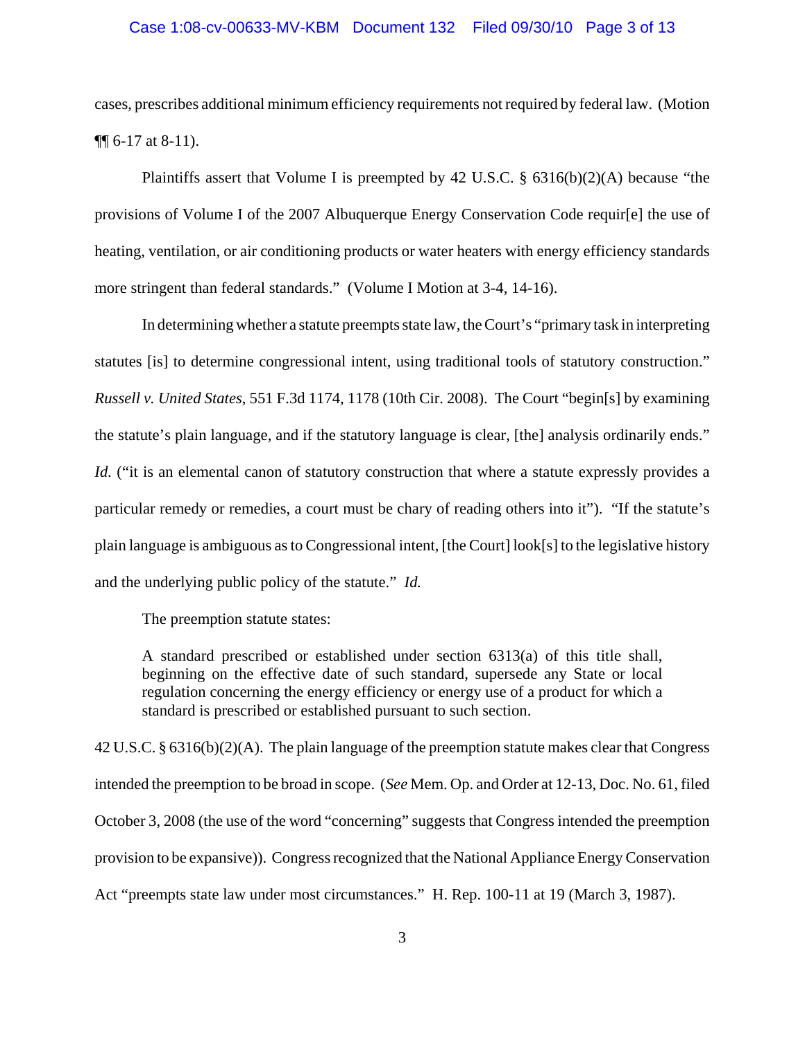cases, prescribes additional minimum efficiency requirements not required by federal law. (Motion ¶¶ 6-17 at 8-11).

Plaintiffs assert that Volume I is preempted by 42 U.S.C. § 6316(b)(2)(A) because "the provisions of Volume I of the 2007 Albuquerque Energy Conservation Code requir[e] the use of heating, ventilation, or air conditioning products or water heaters with energy efficiency standards more stringent than federal standards." (Volume I Motion at 3-4, 14-16).

In determining whether a statute preempts state law, the Court's "primary task in interpreting statutes [is] to determine congressional intent, using traditional tools of statutory construction." *Russell v. United States*, 551 F.3d 1174, 1178 (10th Cir. 2008). The Court "begin[s] by examining the statute's plain language, and if the statutory language is clear, [the] analysis ordinarily ends." *Id.* ("it is an elemental canon of statutory construction that where a statute expressly provides a particular remedy or remedies, a court must be chary of reading others into it"). "If the statute's plain language is ambiguous as to Congressional intent, [the Court] look[s] to the legislative history and the underlying public policy of the statute." *Id.*

The preemption statute states:

> A standard prescribed or established under section 6313(a) of this title shall, beginning on the effective date of such standard, supersede any State or local regulation concerning the energy efficiency or energy use of a product for which a standard is prescribed or established pursuant to such section.

42 U.S.C. § 6316(b)(2)(A). The plain language of the preemption statute makes clear that Congress intended the preemption to be broad in scope. (*See* Mem. Op. and Order at 12-13, Doc. No. 61, filed October 3, 2008 (the use of the word "concerning" suggests that Congress intended the preemption provision to be expansive)). Congress recognized that the National Appliance Energy Conservation Act "preempts state law under most circumstances." H. Rep. 100-11 at 19 (March 3, 1987).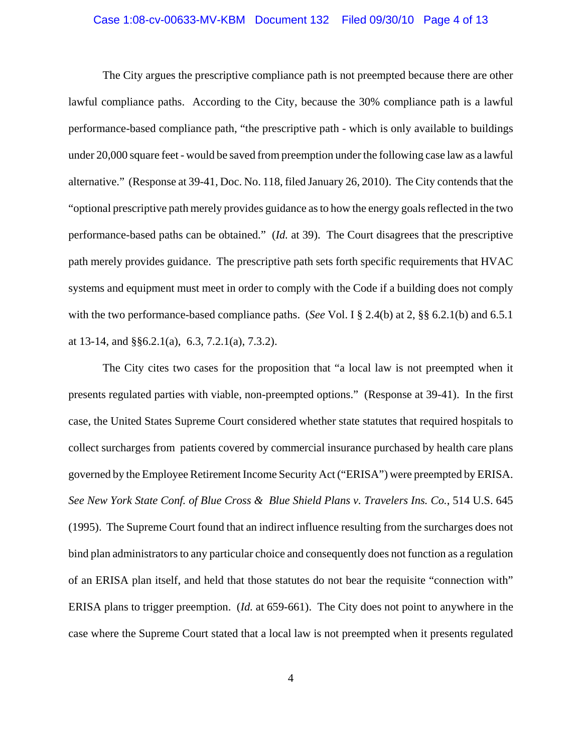The City argues the prescriptive compliance path is not preempted because there are other lawful compliance paths. According to the City, because the 30% compliance path is a lawful performance-based compliance path, "the prescriptive path - which is only available to buildings under 20,000 square feet - would be saved from preemption under the following case law as a lawful alternative." (Response at 39-41, Doc. No. 118, filed January 26, 2010). The City contends that the "optional prescriptive path merely provides guidance as to how the energy goals reflected in the two performance-based paths can be obtained." (*Id.* at 39). The Court disagrees that the prescriptive path merely provides guidance. The prescriptive path sets forth specific requirements that HVAC systems and equipment must meet in order to comply with the Code if a building does not comply with the two performance-based compliance paths. (*See* Vol. I § 2.4(b) at 2, §§ 6.2.1(b) and 6.5.1 at 13-14, and §§6.2.1(a), 6.3, 7.2.1(a), 7.3.2).

The City cites two cases for the proposition that "a local law is not preempted when it presents regulated parties with viable, non-preempted options." (Response at 39-41). In the first case, the United States Supreme Court considered whether state statutes that required hospitals to collect surcharges from patients covered by commercial insurance purchased by health care plans governed by the Employee Retirement Income Security Act ("ERISA") were preempted by ERISA. *See New York State Conf. of Blue Cross & Blue Shield Plans v. Travelers Ins. Co.*, 514 U.S. 645 (1995). The Supreme Court found that an indirect influence resulting from the surcharges does not bind plan administrators to any particular choice and consequently does not function as a regulation of an ERISA plan itself, and held that those statutes do not bear the requisite "connection with" ERISA plans to trigger preemption. (*Id.* at 659-661). The City does not point to anywhere in the case where the Supreme Court stated that a local law is not preempted when it presents regulated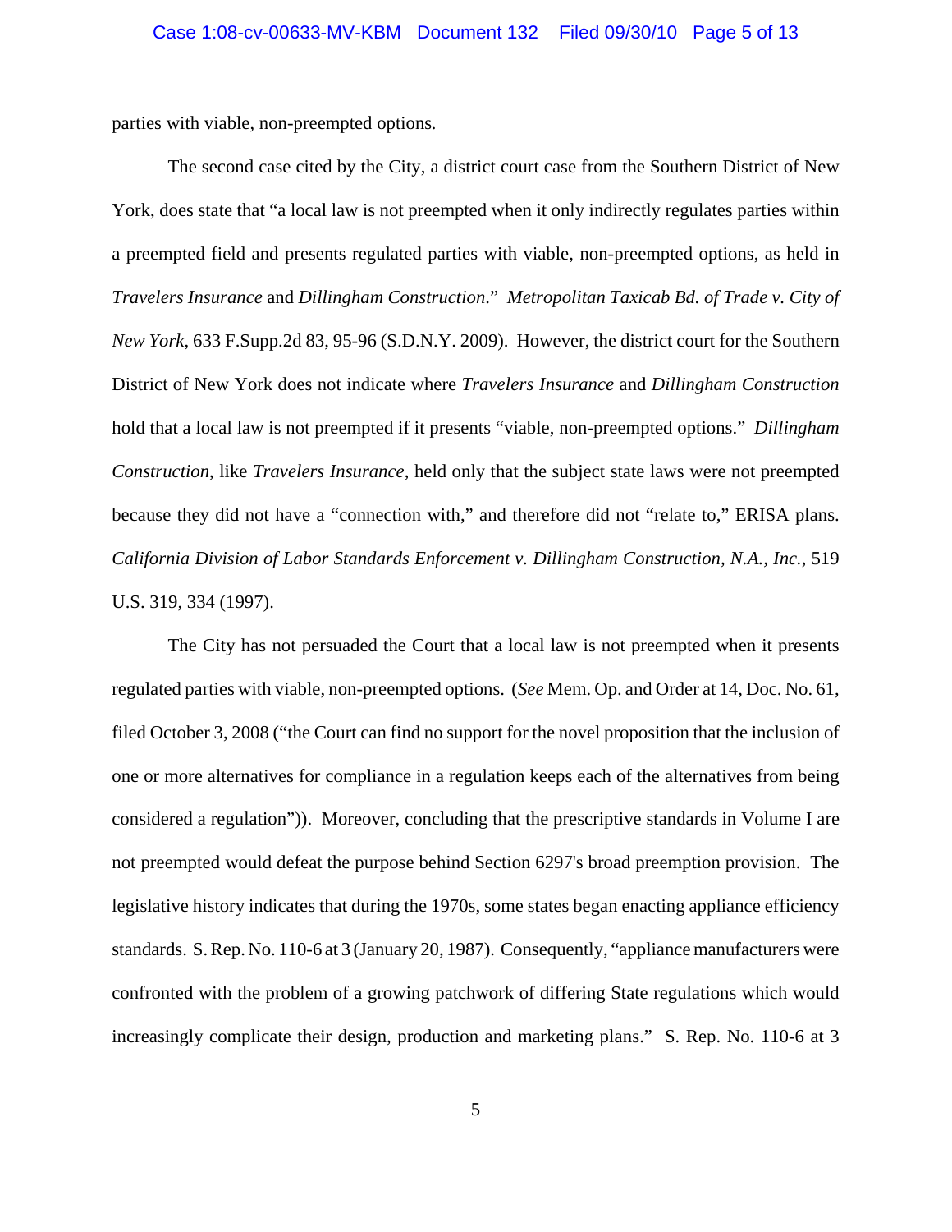parties with viable, non-preempted options.

The second case cited by the City, a district court case from the Southern District of New York, does state that "a local law is not preempted when it only indirectly regulates parties within a preempted field and presents regulated parties with viable, non-preempted options, as held in *Travelers Insurance* and *Dillingham Construction*." *Metropolitan Taxicab Bd. of Trade v. City of New York*, 633 F.Supp.2d 83, 95-96 (S.D.N.Y. 2009). However, the district court for the Southern District of New York does not indicate where *Travelers Insurance* and *Dillingham Construction* hold that a local law is not preempted if it presents "viable, non-preempted options." *Dillingham Construction*, like *Travelers Insurance*, held only that the subject state laws were not preempted because they did not have a "connection with," and therefore did not "relate to," ERISA plans. *California Division of Labor Standards Enforcement v. Dillingham Construction, N.A., Inc.*, 519 U.S. 319, 334 (1997).

The City has not persuaded the Court that a local law is not preempted when it presents regulated parties with viable, non-preempted options. (*See* Mem. Op. and Order at 14, Doc. No. 61, filed October 3, 2008 ("the Court can find no support for the novel proposition that the inclusion of one or more alternatives for compliance in a regulation keeps each of the alternatives from being considered a regulation")). Moreover, concluding that the prescriptive standards in Volume I are not preempted would defeat the purpose behind Section 6297's broad preemption provision. The legislative history indicates that during the 1970s, some states began enacting appliance efficiency standards. S. Rep. No. 110-6 at 3 (January 20, 1987). Consequently, "appliance manufacturers were confronted with the problem of a growing patchwork of differing State regulations which would increasingly complicate their design, production and marketing plans." S. Rep. No. 110-6 at 3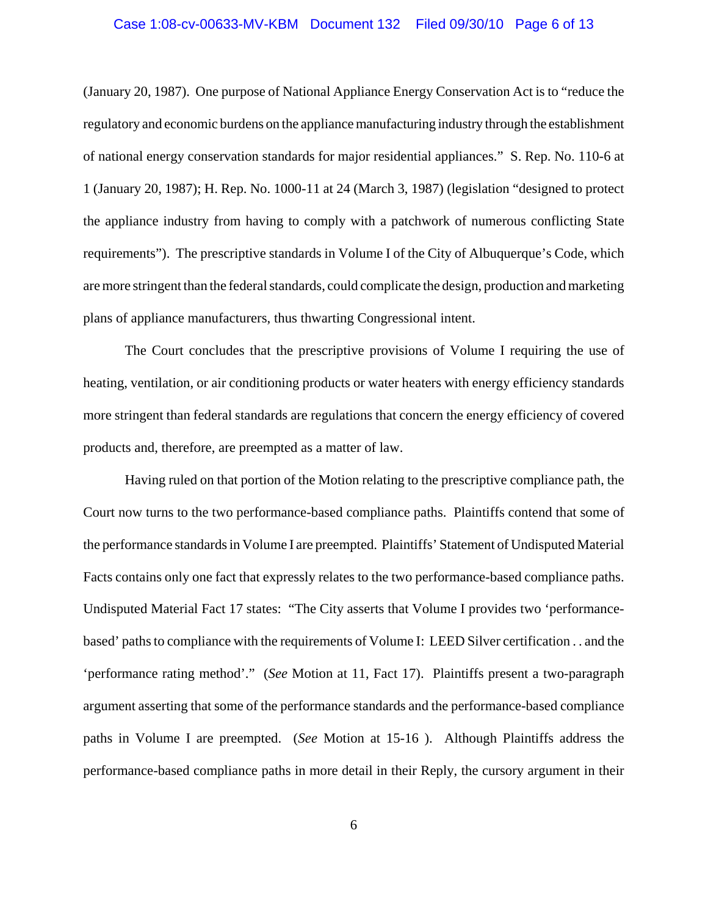(January 20, 1987). One purpose of National Appliance Energy Conservation Act is to "reduce the regulatory and economic burdens on the appliance manufacturing industry through the establishment of national energy conservation standards for major residential appliances." S. Rep. No. 110-6 at 1 (January 20, 1987); H. Rep. No. 1000-11 at 24 (March 3, 1987) (legislation "designed to protect the appliance industry from having to comply with a patchwork of numerous conflicting State requirements"). The prescriptive standards in Volume I of the City of Albuquerque's Code, which are more stringent than the federal standards, could complicate the design, production and marketing plans of appliance manufacturers, thus thwarting Congressional intent.

The Court concludes that the prescriptive provisions of Volume I requiring the use of heating, ventilation, or air conditioning products or water heaters with energy efficiency standards more stringent than federal standards are regulations that concern the energy efficiency of covered products and, therefore, are preempted as a matter of law.

Having ruled on that portion of the Motion relating to the prescriptive compliance path, the Court now turns to the two performance-based compliance paths. Plaintiffs contend that some of the performance standards in Volume I are preempted. Plaintiffs' Statement of Undisputed Material Facts contains only one fact that expressly relates to the two performance-based compliance paths. Undisputed Material Fact 17 states: "The City asserts that Volume I provides two 'performance-based' paths to compliance with the requirements of Volume I: LEED Silver certification . . and the 'performance rating method'." (*See* Motion at 11, Fact 17). Plaintiffs present a two-paragraph argument asserting that some of the performance standards and the performance-based compliance paths in Volume I are preempted. (*See* Motion at 15-16 ). Although Plaintiffs address the performance-based compliance paths in more detail in their Reply, the cursory argument in their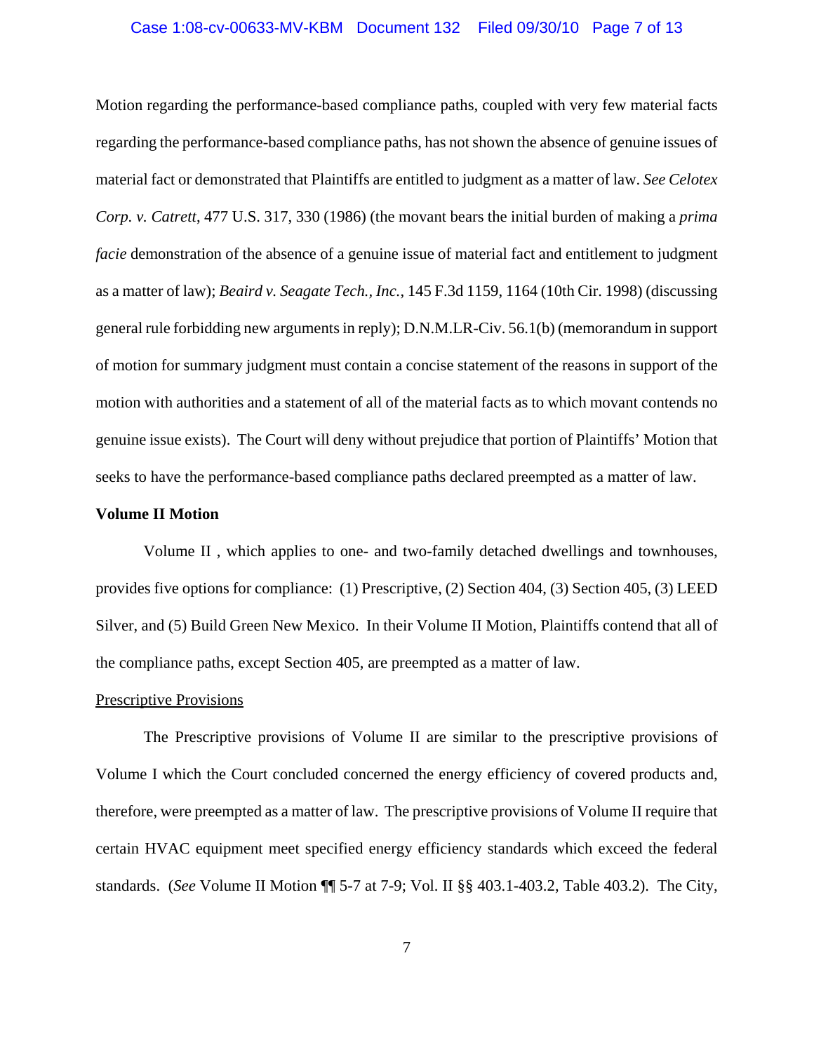Motion regarding the performance-based compliance paths, coupled with very few material facts regarding the performance-based compliance paths, has not shown the absence of genuine issues of material fact or demonstrated that Plaintiffs are entitled to judgment as a matter of law. *See Celotex Corp. v. Catrett*, 477 U.S. 317, 330 (1986) (the movant bears the initial burden of making a *prima facie* demonstration of the absence of a genuine issue of material fact and entitlement to judgment as a matter of law); *Beaird v. Seagate Tech., Inc.*, 145 F.3d 1159, 1164 (10th Cir. 1998) (discussing general rule forbidding new arguments in reply); D.N.M.LR-Civ. 56.1(b) (memorandum in support of motion for summary judgment must contain a concise statement of the reasons in support of the motion with authorities and a statement of all of the material facts as to which movant contends no genuine issue exists). The Court will deny without prejudice that portion of Plaintiffs' Motion that seeks to have the performance-based compliance paths declared preempted as a matter of law.

**Volume II Motion**

Volume II , which applies to one- and two-family detached dwellings and townhouses, provides five options for compliance: (1) Prescriptive, (2) Section 404, (3) Section 405, (3) LEED Silver, and (5) Build Green New Mexico. In their Volume II Motion, Plaintiffs contend that all of the compliance paths, except Section 405, are preempted as a matter of law.

<u>Prescriptive Provisions</u>

The Prescriptive provisions of Volume II are similar to the prescriptive provisions of Volume I which the Court concluded concerned the energy efficiency of covered products and, therefore, were preempted as a matter of law. The prescriptive provisions of Volume II require that certain HVAC equipment meet specified energy efficiency standards which exceed the federal standards. (*See* Volume II Motion ¶¶ 5-7 at 7-9; Vol. II §§ 403.1-403.2, Table 403.2). The City,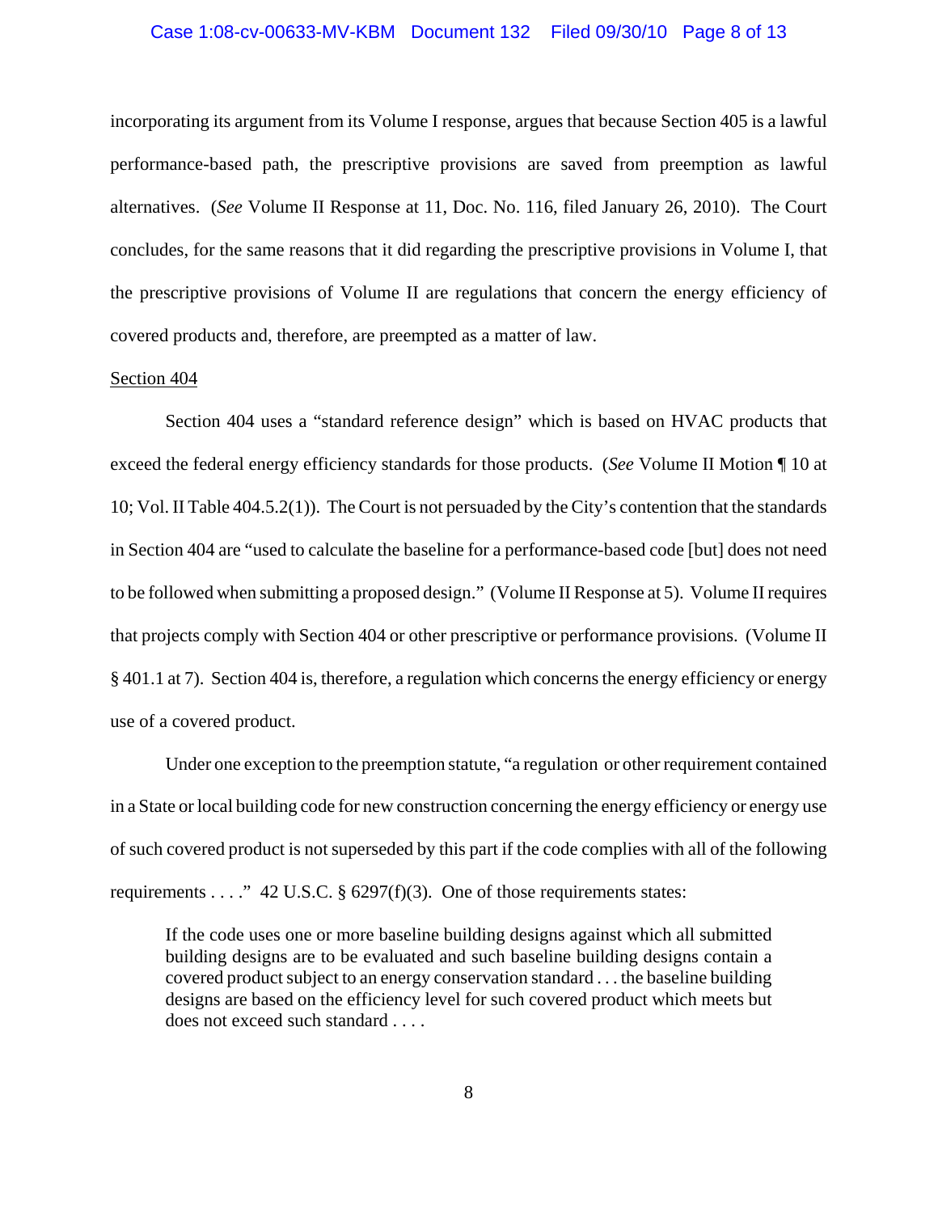incorporating its argument from its Volume I response, argues that because Section 405 is a lawful performance-based path, the prescriptive provisions are saved from preemption as lawful alternatives. (*See* Volume II Response at 11, Doc. No. 116, filed January 26, 2010). The Court concludes, for the same reasons that it did regarding the prescriptive provisions in Volume I, that the prescriptive provisions of Volume II are regulations that concern the energy efficiency of covered products and, therefore, are preempted as a matter of law.

<u>Section 404</u>

Section 404 uses a "standard reference design" which is based on HVAC products that exceed the federal energy efficiency standards for those products. (*See* Volume II Motion ¶ 10 at 10; Vol. II Table 404.5.2(1)). The Court is not persuaded by the City's contention that the standards in Section 404 are "used to calculate the baseline for a performance-based code [but] does not need to be followed when submitting a proposed design." (Volume II Response at 5). Volume II requires that projects comply with Section 404 or other prescriptive or performance provisions. (Volume II § 401.1 at 7). Section 404 is, therefore, a regulation which concerns the energy efficiency or energy use of a covered product.

Under one exception to the preemption statute, "a regulation or other requirement contained in a State or local building code for new construction concerning the energy efficiency or energy use of such covered product is not superseded by this part if the code complies with all of the following requirements . . . ." 42 U.S.C. § 6297(f)(3). One of those requirements states:

> If the code uses one or more baseline building designs against which all submitted building designs are to be evaluated and such baseline building designs contain a covered product subject to an energy conservation standard . . . the baseline building designs are based on the efficiency level for such covered product which meets but does not exceed such standard . . . .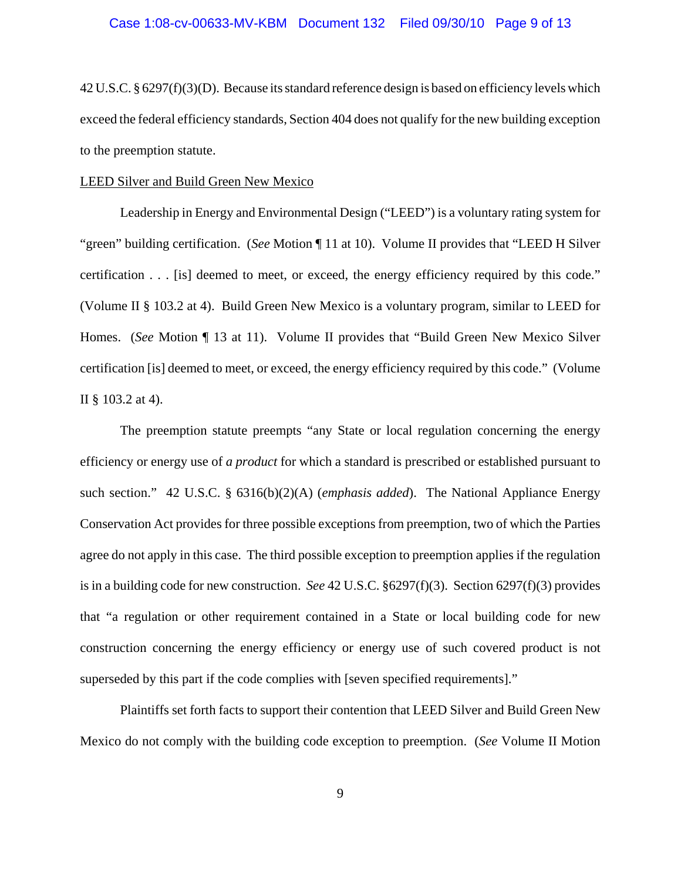42 U.S.C. § 6297(f)(3)(D). Because its standard reference design is based on efficiency levels which exceed the federal efficiency standards, Section 404 does not qualify for the new building exception to the preemption statute.

<u>LEED Silver and Build Green New Mexico</u>

Leadership in Energy and Environmental Design ("LEED") is a voluntary rating system for "green" building certification. (*See* Motion ¶ 11 at 10). Volume II provides that "LEED H Silver certification . . . [is] deemed to meet, or exceed, the energy efficiency required by this code." (Volume II § 103.2 at 4). Build Green New Mexico is a voluntary program, similar to LEED for Homes. (*See* Motion ¶ 13 at 11). Volume II provides that "Build Green New Mexico Silver certification [is] deemed to meet, or exceed, the energy efficiency required by this code." (Volume II § 103.2 at 4).

The preemption statute preempts "any State or local regulation concerning the energy efficiency or energy use of *a product* for which a standard is prescribed or established pursuant to such section." 42 U.S.C. § 6316(b)(2)(A) (*emphasis added*). The National Appliance Energy Conservation Act provides for three possible exceptions from preemption, two of which the Parties agree do not apply in this case. The third possible exception to preemption applies if the regulation is in a building code for new construction. *See* 42 U.S.C. §6297(f)(3). Section 6297(f)(3) provides that "a regulation or other requirement contained in a State or local building code for new construction concerning the energy efficiency or energy use of such covered product is not superseded by this part if the code complies with [seven specified requirements]."

Plaintiffs set forth facts to support their contention that LEED Silver and Build Green New Mexico do not comply with the building code exception to preemption. (*See* Volume II Motion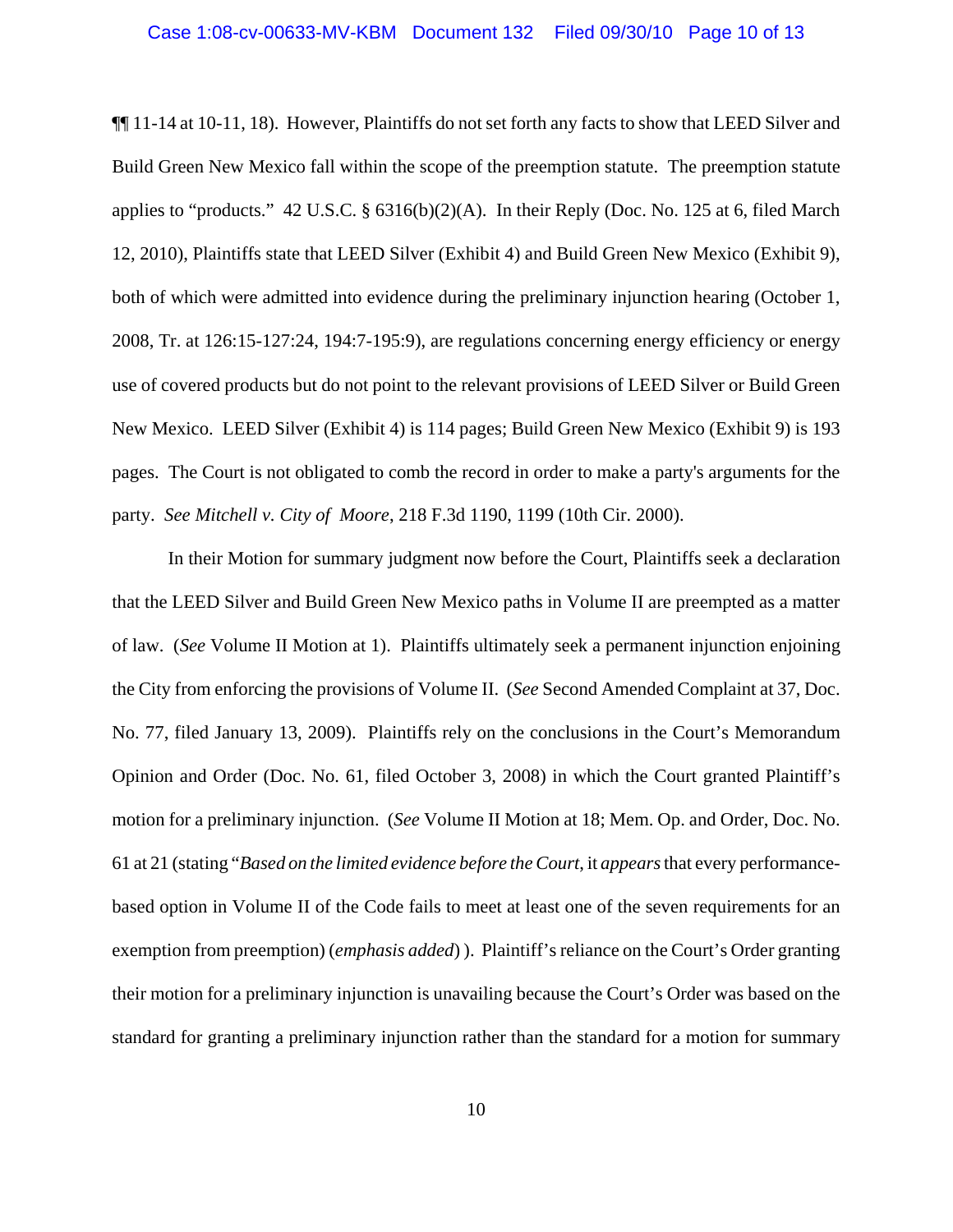¶¶ 11-14 at 10-11, 18). However, Plaintiffs do not set forth any facts to show that LEED Silver and Build Green New Mexico fall within the scope of the preemption statute. The preemption statute applies to "products." 42 U.S.C. § 6316(b)(2)(A). In their Reply (Doc. No. 125 at 6, filed March 12, 2010), Plaintiffs state that LEED Silver (Exhibit 4) and Build Green New Mexico (Exhibit 9), both of which were admitted into evidence during the preliminary injunction hearing (October 1, 2008, Tr. at 126:15-127:24, 194:7-195:9), are regulations concerning energy efficiency or energy use of covered products but do not point to the relevant provisions of LEED Silver or Build Green New Mexico. LEED Silver (Exhibit 4) is 114 pages; Build Green New Mexico (Exhibit 9) is 193 pages. The Court is not obligated to comb the record in order to make a party's arguments for the party. *See Mitchell v. City of Moore*, 218 F.3d 1190, 1199 (10th Cir. 2000).

In their Motion for summary judgment now before the Court, Plaintiffs seek a declaration that the LEED Silver and Build Green New Mexico paths in Volume II are preempted as a matter of law. (*See* Volume II Motion at 1). Plaintiffs ultimately seek a permanent injunction enjoining the City from enforcing the provisions of Volume II. (*See* Second Amended Complaint at 37, Doc. No. 77, filed January 13, 2009). Plaintiffs rely on the conclusions in the Court's Memorandum Opinion and Order (Doc. No. 61, filed October 3, 2008) in which the Court granted Plaintiff's motion for a preliminary injunction. (*See* Volume II Motion at 18; Mem. Op. and Order, Doc. No. 61 at 21 (stating "*Based on the limited evidence before the Court*, it *appears* that every performance-based option in Volume II of the Code fails to meet at least one of the seven requirements for an exemption from preemption) (*emphasis added*) ). Plaintiff's reliance on the Court's Order granting their motion for a preliminary injunction is unavailing because the Court's Order was based on the standard for granting a preliminary injunction rather than the standard for a motion for summary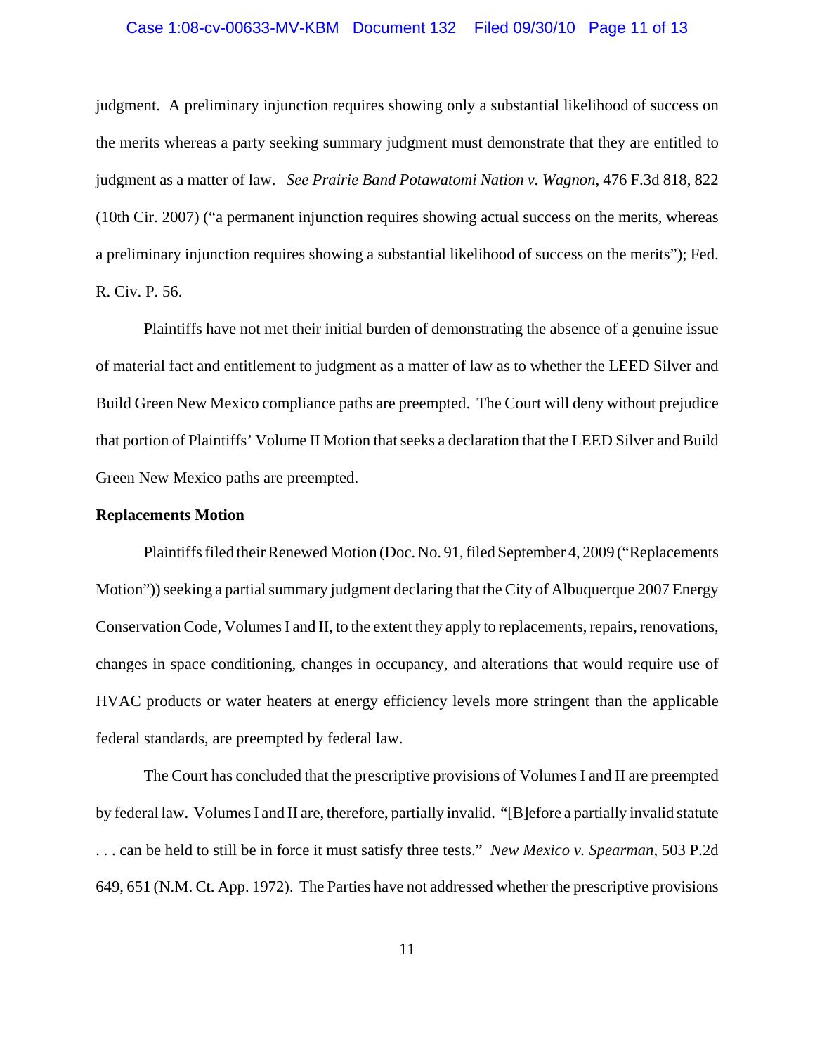judgment. A preliminary injunction requires showing only a substantial likelihood of success on the merits whereas a party seeking summary judgment must demonstrate that they are entitled to judgment as a matter of law. *See Prairie Band Potawatomi Nation v. Wagnon*, 476 F.3d 818, 822 (10th Cir. 2007) ("a permanent injunction requires showing actual success on the merits, whereas a preliminary injunction requires showing a substantial likelihood of success on the merits"); Fed. R. Civ. P. 56.

Plaintiffs have not met their initial burden of demonstrating the absence of a genuine issue of material fact and entitlement to judgment as a matter of law as to whether the LEED Silver and Build Green New Mexico compliance paths are preempted. The Court will deny without prejudice that portion of Plaintiffs' Volume II Motion that seeks a declaration that the LEED Silver and Build Green New Mexico paths are preempted.

**Replacements Motion**

Plaintiffs filed their Renewed Motion (Doc. No. 91, filed September 4, 2009 ("Replacements Motion")) seeking a partial summary judgment declaring that the City of Albuquerque 2007 Energy Conservation Code, Volumes I and II, to the extent they apply to replacements, repairs, renovations, changes in space conditioning, changes in occupancy, and alterations that would require use of HVAC products or water heaters at energy efficiency levels more stringent than the applicable federal standards, are preempted by federal law.

The Court has concluded that the prescriptive provisions of Volumes I and II are preempted by federal law. Volumes I and II are, therefore, partially invalid. "[B]efore a partially invalid statute . . . can be held to still be in force it must satisfy three tests." *New Mexico v. Spearman*, 503 P.2d 649, 651 (N.M. Ct. App. 1972). The Parties have not addressed whether the prescriptive provisions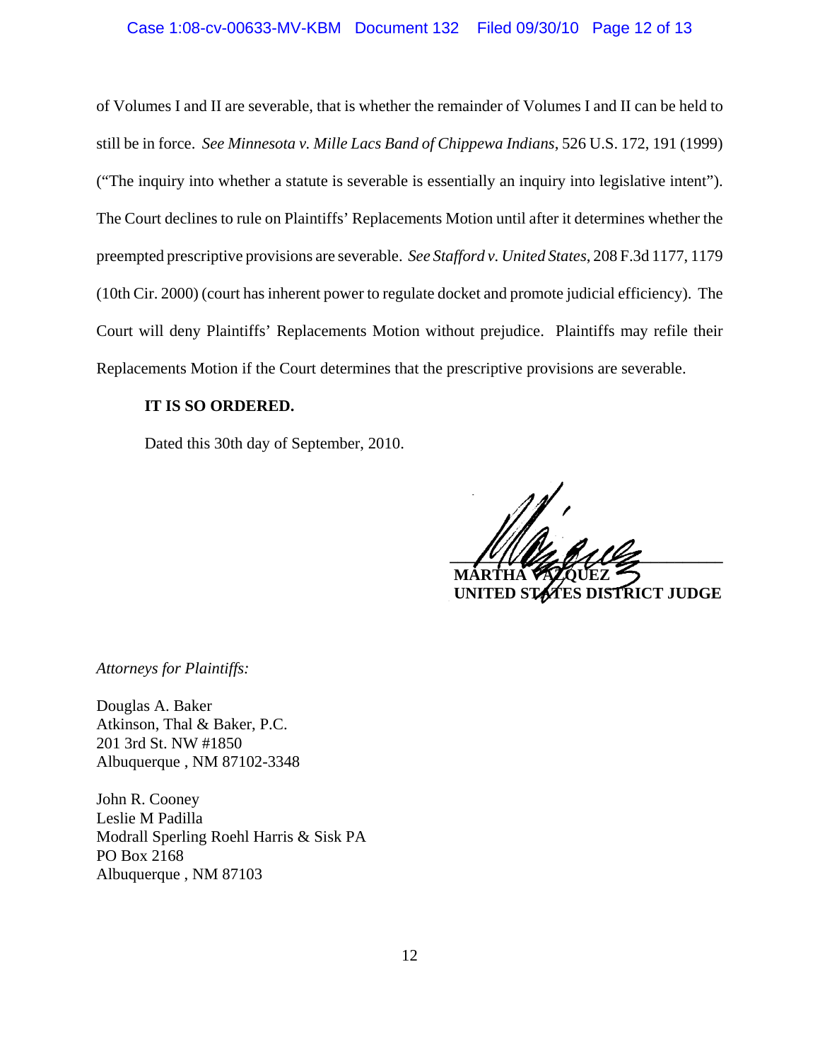of Volumes I and II are severable, that is whether the remainder of Volumes I and II can be held to still be in force. *See Minnesota v. Mille Lacs Band of Chippewa Indians*, 526 U.S. 172, 191 (1999) ("The inquiry into whether a statute is severable is essentially an inquiry into legislative intent"). The Court declines to rule on Plaintiffs' Replacements Motion until after it determines whether the preempted prescriptive provisions are severable. *See Stafford v. United States*, 208 F.3d 1177, 1179 (10th Cir. 2000) (court has inherent power to regulate docket and promote judicial efficiency). The Court will deny Plaintiffs' Replacements Motion without prejudice. Plaintiffs may refile their Replacements Motion if the Court determines that the prescriptive provisions are severable.

**IT IS SO ORDERED.**

Dated this 30th day of September, 2010.

**MARTHA VÁZQUEZ**
**UNITED STATES DISTRICT JUDGE**

*Attorneys for Plaintiffs:*

Douglas A. Baker
Atkinson, Thal & Baker, P.C.
201 3rd St. NW #1850
Albuquerque , NM 87102-3348

John R. Cooney
Leslie M Padilla
Modrall Sperling Roehl Harris & Sisk PA
PO Box 2168
Albuquerque , NM 87103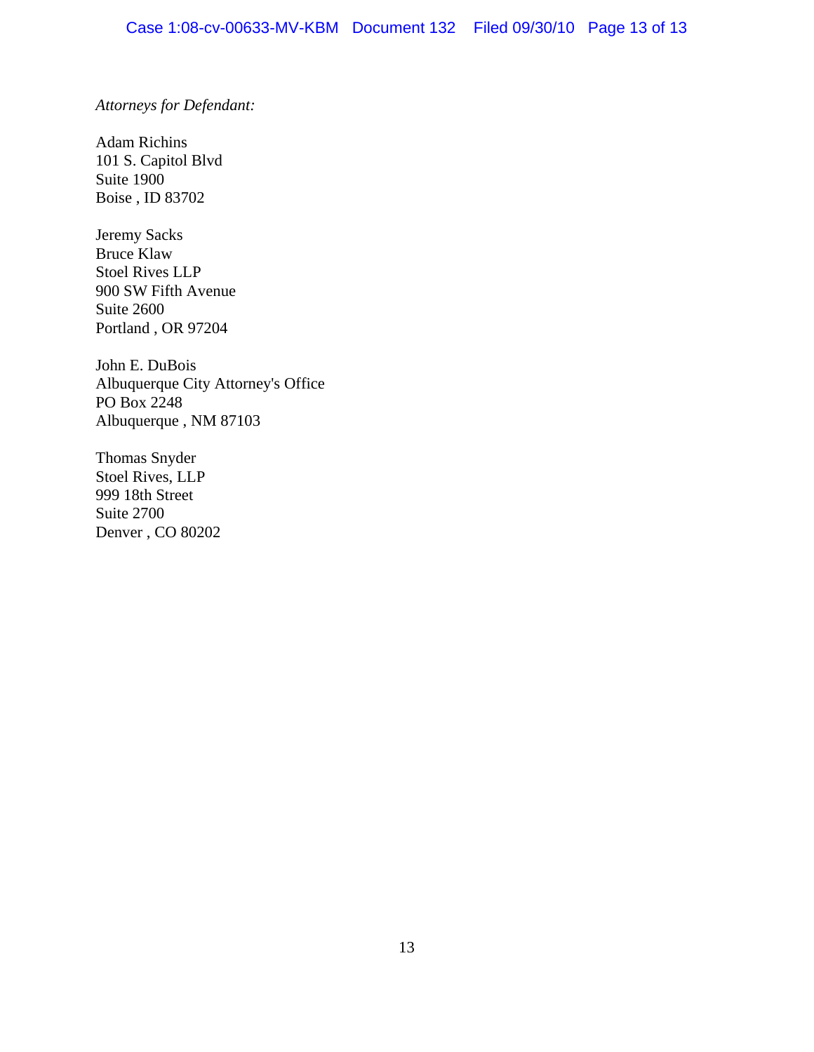*Attorneys for Defendant:*

Adam Richins  
101 S. Capitol Blvd  
Suite 1900  
Boise , ID 83702

Jeremy Sacks  
Bruce Klaw  
Stoel Rives LLP  
900 SW Fifth Avenue  
Suite 2600  
Portland , OR 97204

John E. DuBois  
Albuquerque City Attorney's Office  
PO Box 2248  
Albuquerque , NM 87103

Thomas Snyder  
Stoel Rives, LLP  
999 18th Street  
Suite 2700  
Denver , CO 80202